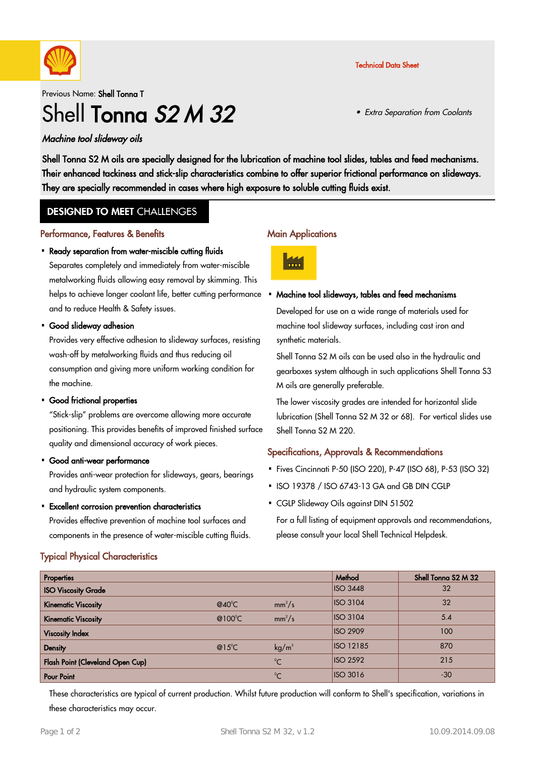Technical Data Sheet

Previous Name: **Shell Tonna T**

# Shell **Tonna *S2 M 32***

- *Extra Separation from Coolants*

*Machine tool slideway oils*

**Shell Tonna S2 M oils are specially designed for the lubrication of machine tool slides, tables and feed mechanisms. Their enhanced tackiness and stick-slip characteristics combine to offer superior frictional performance on slideways. They are specially recommended in cases where high exposure to soluble cutting fluids exist.**

## DESIGNED TO MEET CHALLENGES

### Performance, Features & Benefits

- **Ready separation from water-miscible cutting fluids**
  Separates completely and immediately from water-miscible metalworking fluids allowing easy removal by skimming. This helps to achieve longer coolant life, better cutting performance and to reduce Health & Safety issues.
- **Good slideway adhesion**
  Provides very effective adhesion to slideway surfaces, resisting wash-off by metalworking fluids and thus reducing oil consumption and giving more uniform working condition for the machine.
- **Good frictional properties**
  "Stick-slip" problems are overcome allowing more accurate positioning. This provides benefits of improved finished surface quality and dimensional accuracy of work pieces.
- **Good anti-wear performance**
  Provides anti-wear protection for slideways, gears, bearings and hydraulic system components.
- **Excellent corrosion prevention characteristics**
  Provides effective prevention of machine tool surfaces and components in the presence of water-miscible cutting fluids.

### Main Applications

- **Machine tool slideways, tables and feed mechanisms**
  Developed for use on a wide range of materials used for machine tool slideway surfaces, including cast iron and synthetic materials.

  Shell Tonna S2 M oils can be used also in the hydraulic and gearboxes system although in such applications Shell Tonna S3 M oils are generally preferable.

  The lower viscosity grades are intended for horizontal slide lubrication (Shell Tonna S2 M 32 or 68). For vertical slides use Shell Tonna S2 M 220.

### Specifications, Approvals & Recommendations

- Fives Cincinnati P-50 (ISO 220), P-47 (ISO 68), P-53 (ISO 32)
- ISO 19378 / ISO 6743-13 GA and GB DIN CGLP
- CGLP Slideway Oils against DIN 51502

For a full listing of equipment approvals and recommendations, please consult your local Shell Technical Helpdesk.

### Typical Physical Characteristics

| Properties | | | Method | Shell Tonna S2 M 32 |
|---|---|---|---|---|
| ISO Viscosity Grade | | | ISO 3448 | 32 |
| Kinematic Viscosity | @40°C | mm²/s | ISO 3104 | 32 |
| Kinematic Viscosity | @100°C | mm²/s | ISO 3104 | 5.4 |
| Viscosity Index | | | ISO 2909 | 100 |
| Density | @15°C | kg/m³ | ISO 12185 | 870 |
| Flash Point (Cleveland Open Cup) | | °C | ISO 2592 | 215 |
| Pour Point | | °C | ISO 3016 | -30 |

These characteristics are typical of current production. Whilst future production will conform to Shell's specification, variations in these characteristics may occur.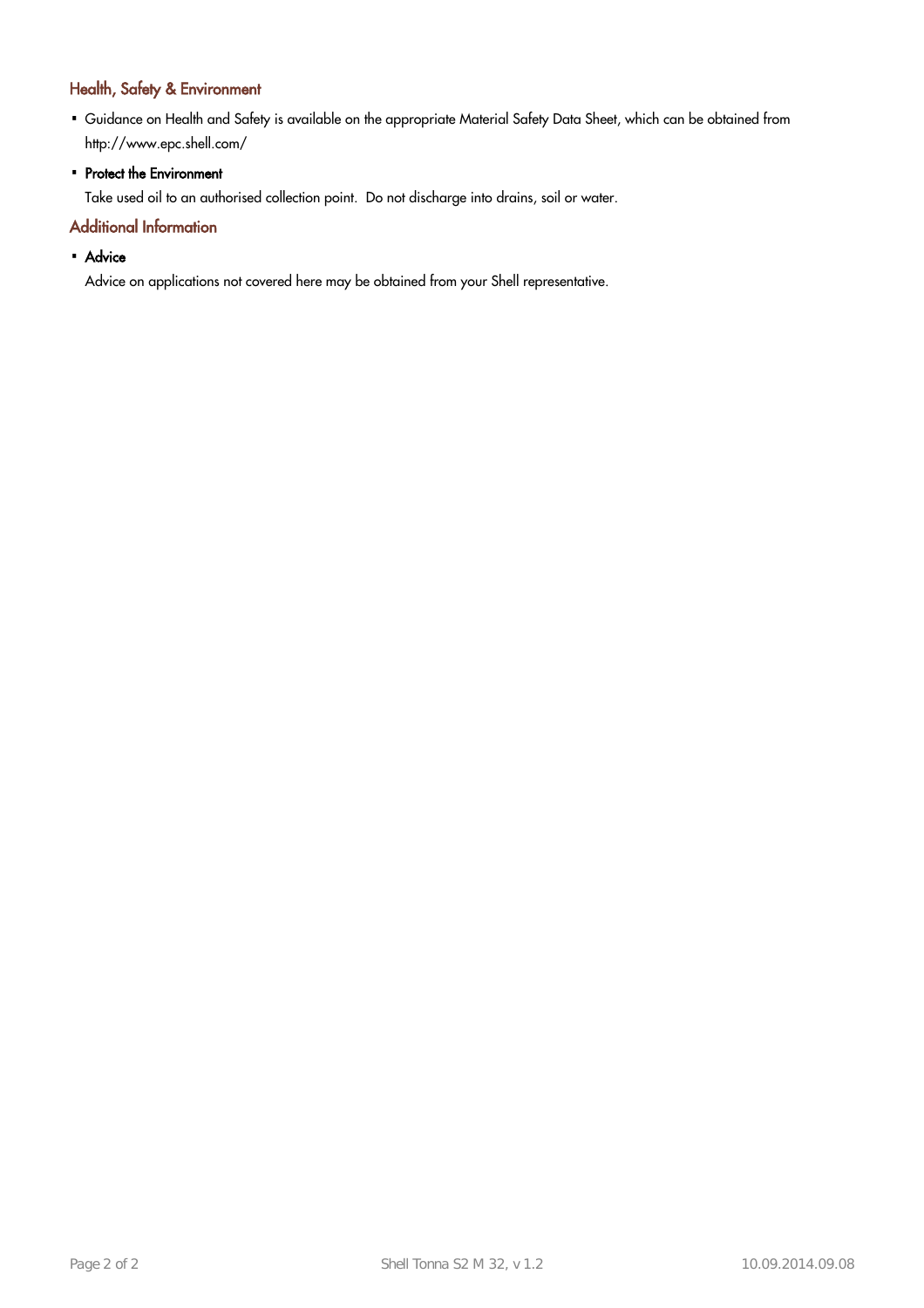## Health, Safety & Environment

- Guidance on Health and Safety is available on the appropriate Material Safety Data Sheet, which can be obtained from http://www.epc.shell.com/
- **Protect the Environment**

  Take used oil to an authorised collection point. Do not discharge into drains, soil or water.

## Additional Information

- **Advice**

  Advice on applications not covered here may be obtained from your Shell representative.